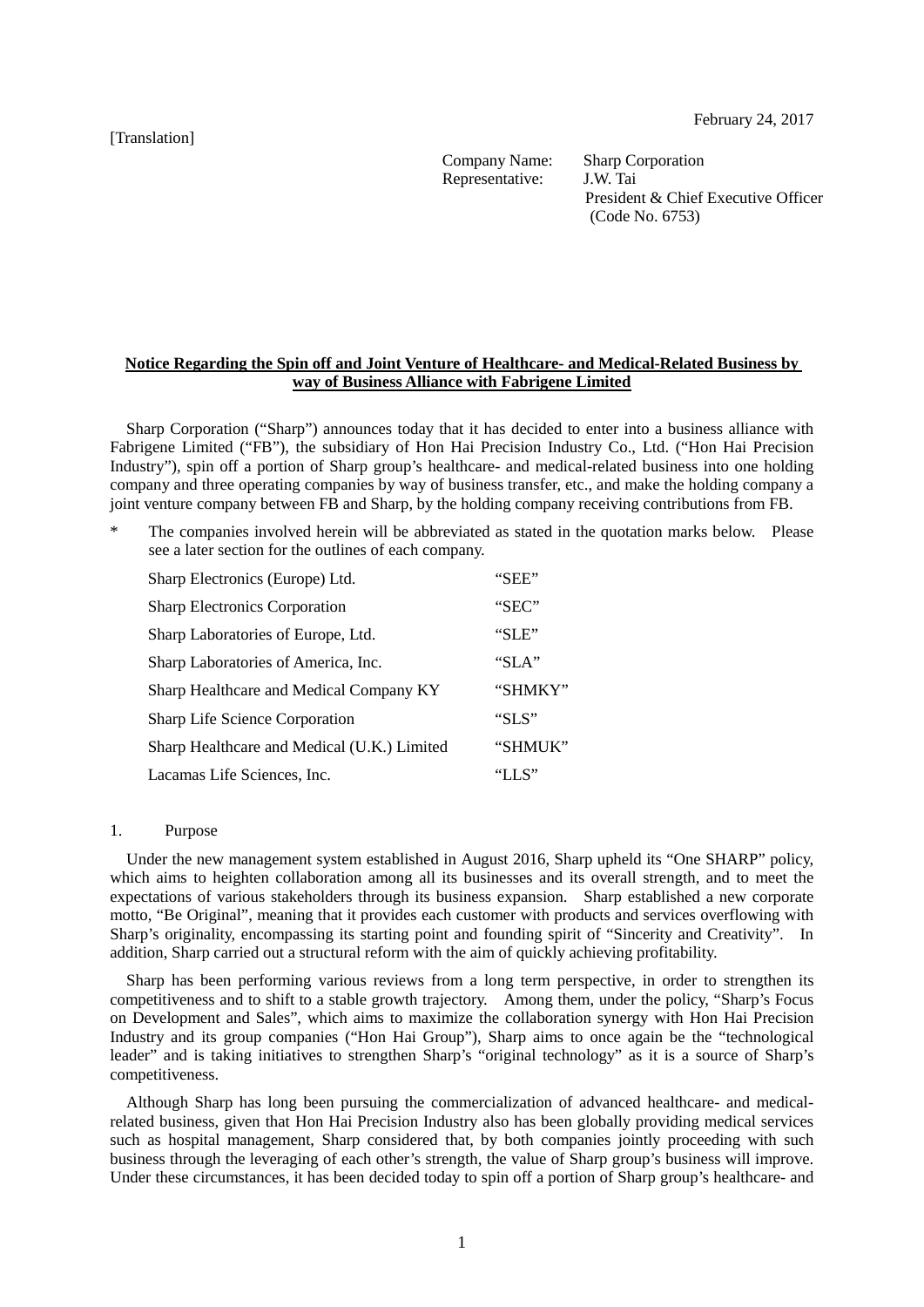[Translation]

February 24, 2017

Company Name: Sharp Corporation
Representative: J.W. Tai
President & Chief Executive Officer
(Code No. 6753)

## Notice Regarding the Spin off and Joint Venture of Healthcare- and Medical-Related Business by way of Business Alliance with Fabrigene Limited

Sharp Corporation ("Sharp") announces today that it has decided to enter into a business alliance with Fabrigene Limited ("FB"), the subsidiary of Hon Hai Precision Industry Co., Ltd. ("Hon Hai Precision Industry"), spin off a portion of Sharp group's healthcare- and medical-related business into one holding company and three operating companies by way of business transfer, etc., and make the holding company a joint venture company between FB and Sharp, by the holding company receiving contributions from FB.

\* The companies involved herein will be abbreviated as stated in the quotation marks below. Please see a later section for the outlines of each company.

| | |
|---|---|
| Sharp Electronics (Europe) Ltd. | "SEE" |
| Sharp Electronics Corporation | "SEC" |
| Sharp Laboratories of Europe, Ltd. | "SLE" |
| Sharp Laboratories of America, Inc. | "SLA" |
| Sharp Healthcare and Medical Company KY | "SHMKY" |
| Sharp Life Science Corporation | "SLS" |
| Sharp Healthcare and Medical (U.K.) Limited | "SHMUK" |
| Lacamas Life Sciences, Inc. | "LLS" |

1. Purpose

Under the new management system established in August 2016, Sharp upheld its "One SHARP" policy, which aims to heighten collaboration among all its businesses and its overall strength, and to meet the expectations of various stakeholders through its business expansion. Sharp established a new corporate motto, "Be Original", meaning that it provides each customer with products and services overflowing with Sharp's originality, encompassing its starting point and founding spirit of "Sincerity and Creativity". In addition, Sharp carried out a structural reform with the aim of quickly achieving profitability.

Sharp has been performing various reviews from a long term perspective, in order to strengthen its competitiveness and to shift to a stable growth trajectory. Among them, under the policy, "Sharp's Focus on Development and Sales", which aims to maximize the collaboration synergy with Hon Hai Precision Industry and its group companies ("Hon Hai Group"), Sharp aims to once again be the "technological leader" and is taking initiatives to strengthen Sharp's "original technology" as it is a source of Sharp's competitiveness.

Although Sharp has long been pursuing the commercialization of advanced healthcare- and medical-related business, given that Hon Hai Precision Industry also has been globally providing medical services such as hospital management, Sharp considered that, by both companies jointly proceeding with such business through the leveraging of each other's strength, the value of Sharp group's business will improve. Under these circumstances, it has been decided today to spin off a portion of Sharp group's healthcare- and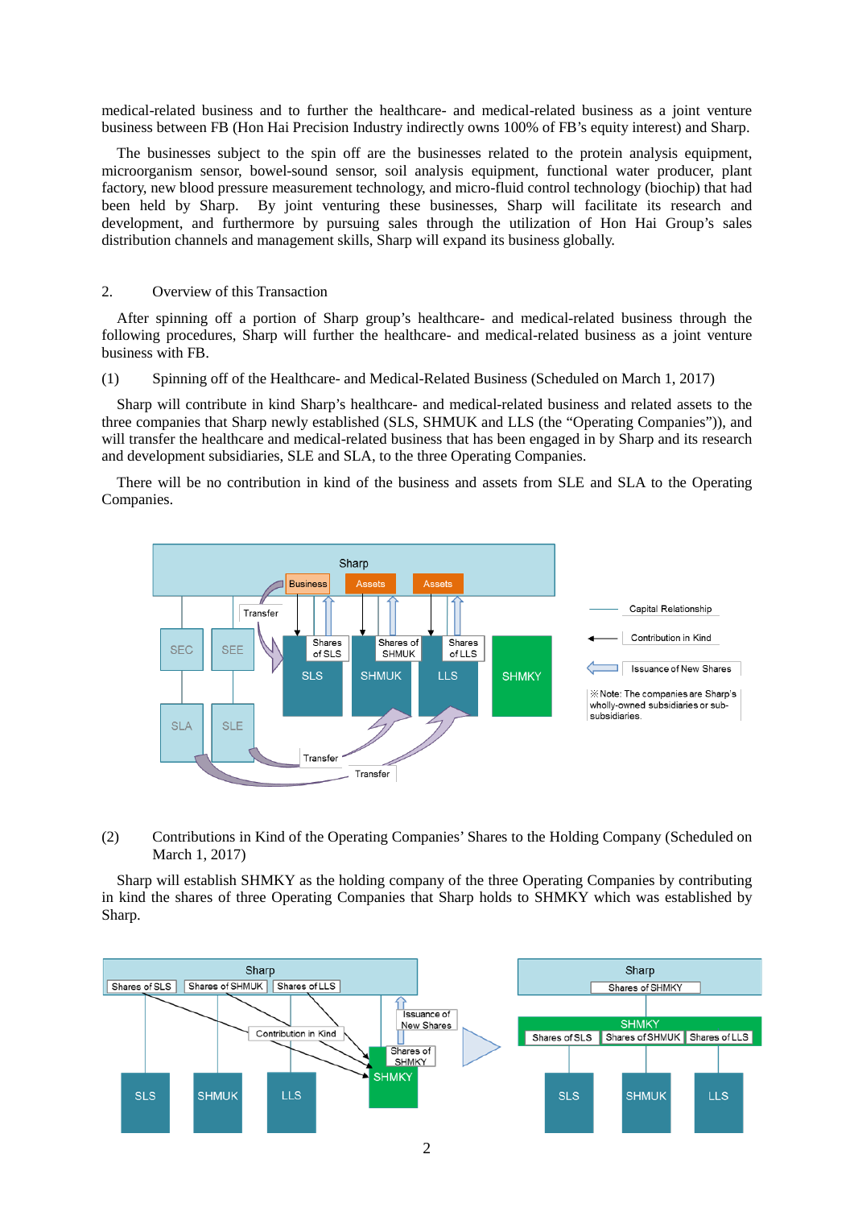medical-related business and to further the healthcare- and medical-related business as a joint venture business between FB (Hon Hai Precision Industry indirectly owns 100% of FB's equity interest) and Sharp.

The businesses subject to the spin off are the businesses related to the protein analysis equipment, microorganism sensor, bowel-sound sensor, soil analysis equipment, functional water producer, plant factory, new blood pressure measurement technology, and micro-fluid control technology (biochip) that had been held by Sharp. By joint venturing these businesses, Sharp will facilitate its research and development, and furthermore by pursuing sales through the utilization of Hon Hai Group's sales distribution channels and management skills, Sharp will expand its business globally.

2. Overview of this Transaction

After spinning off a portion of Sharp group's healthcare- and medical-related business through the following procedures, Sharp will further the healthcare- and medical-related business as a joint venture business with FB.

(1) Spinning off of the Healthcare- and Medical-Related Business (Scheduled on March 1, 2017)

Sharp will contribute in kind Sharp's healthcare- and medical-related business and related assets to the three companies that Sharp newly established (SLS, SHMUK and LLS (the "Operating Companies")), and will transfer the healthcare and medical-related business that has been engaged in by Sharp and its research and development subsidiaries, SLE and SLA, to the three Operating Companies.

There will be no contribution in kind of the business and assets from SLE and SLA to the Operating Companies.

Sharp | Business | Assets | Assets | Transfer | SEC | SEE | Shares of SLS | Shares of SHMUK | Shares of LLS | SLS | SHMUK | LLS | SHMKY | SLA | SLE | Transfer | Transfer

Capital Relationship | Contribution in Kind | Issuance of New Shares

※Note: The companies are Sharp's wholly-owned subsidiaries or sub-subsidiaries.

(2) Contributions in Kind of the Operating Companies' Shares to the Holding Company (Scheduled on March 1, 2017)

Sharp will establish SHMKY as the holding company of the three Operating Companies by contributing in kind the shares of three Operating Companies that Sharp holds to SHMKY which was established by Sharp.

Sharp | Shares of SLS | Shares of SHMUK | Shares of LLS | Contribution in Kind | Issuance of New Shares | Shares of SHMKY | SHMKY | SLS | SHMUK | LLS

Sharp | Shares of SHMKY | SHMKY | Shares of SLS | Shares of SHMUK | Shares of LLS | SLS | SHMUK | LLS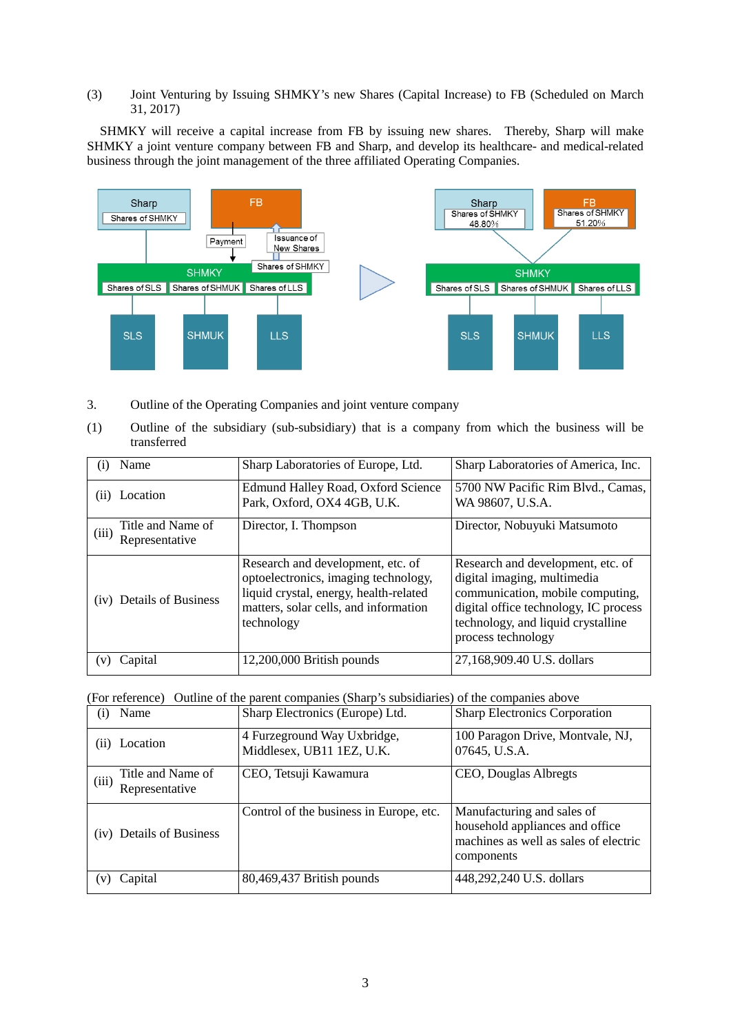(3) Joint Venturing by Issuing SHMKY's new Shares (Capital Increase) to FB (Scheduled on March 31, 2017)

SHMKY will receive a capital increase from FB by issuing new shares. Thereby, Sharp will make SHMKY a joint venture company between FB and Sharp, and develop its healthcare- and medical-related business through the joint management of the three affiliated Operating Companies.

3. Outline of the Operating Companies and joint venture company

(1) Outline of the subsidiary (sub-subsidiary) that is a company from which the business will be transferred

| | Sharp Laboratories of Europe, Ltd. | Sharp Laboratories of America, Inc. |
|---|---|---|
| (i) Name | Sharp Laboratories of Europe, Ltd. | Sharp Laboratories of America, Inc. |
| (ii) Location | Edmund Halley Road, Oxford Science Park, Oxford, OX4 4GB, U.K. | 5700 NW Pacific Rim Blvd., Camas, WA 98607, U.S.A. |
| (iii) Title and Name of Representative | Director, I. Thompson | Director, Nobuyuki Matsumoto |
| (iv) Details of Business | Research and development, etc. of optoelectronics, imaging technology, liquid crystal, energy, health-related matters, solar cells, and information technology | Research and development, etc. of digital imaging, multimedia communication, mobile computing, digital office technology, IC process technology, and liquid crystalline process technology |
| (v) Capital | 12,200,000 British pounds | 27,168,909.40 U.S. dollars |

(For reference) Outline of the parent companies (Sharp's subsidiaries) of the companies above

| | Sharp Electronics (Europe) Ltd. | Sharp Electronics Corporation |
|---|---|---|
| (i) Name | Sharp Electronics (Europe) Ltd. | Sharp Electronics Corporation |
| (ii) Location | 4 Furzeground Way Uxbridge, Middlesex, UB11 1EZ, U.K. | 100 Paragon Drive, Montvale, NJ, 07645, U.S.A. |
| (iii) Title and Name of Representative | CEO, Tetsuji Kawamura | CEO, Douglas Albregts |
| (iv) Details of Business | Control of the business in Europe, etc. | Manufacturing and sales of household appliances and office machines as well as sales of electric components |
| (v) Capital | 80,469,437 British pounds | 448,292,240 U.S. dollars |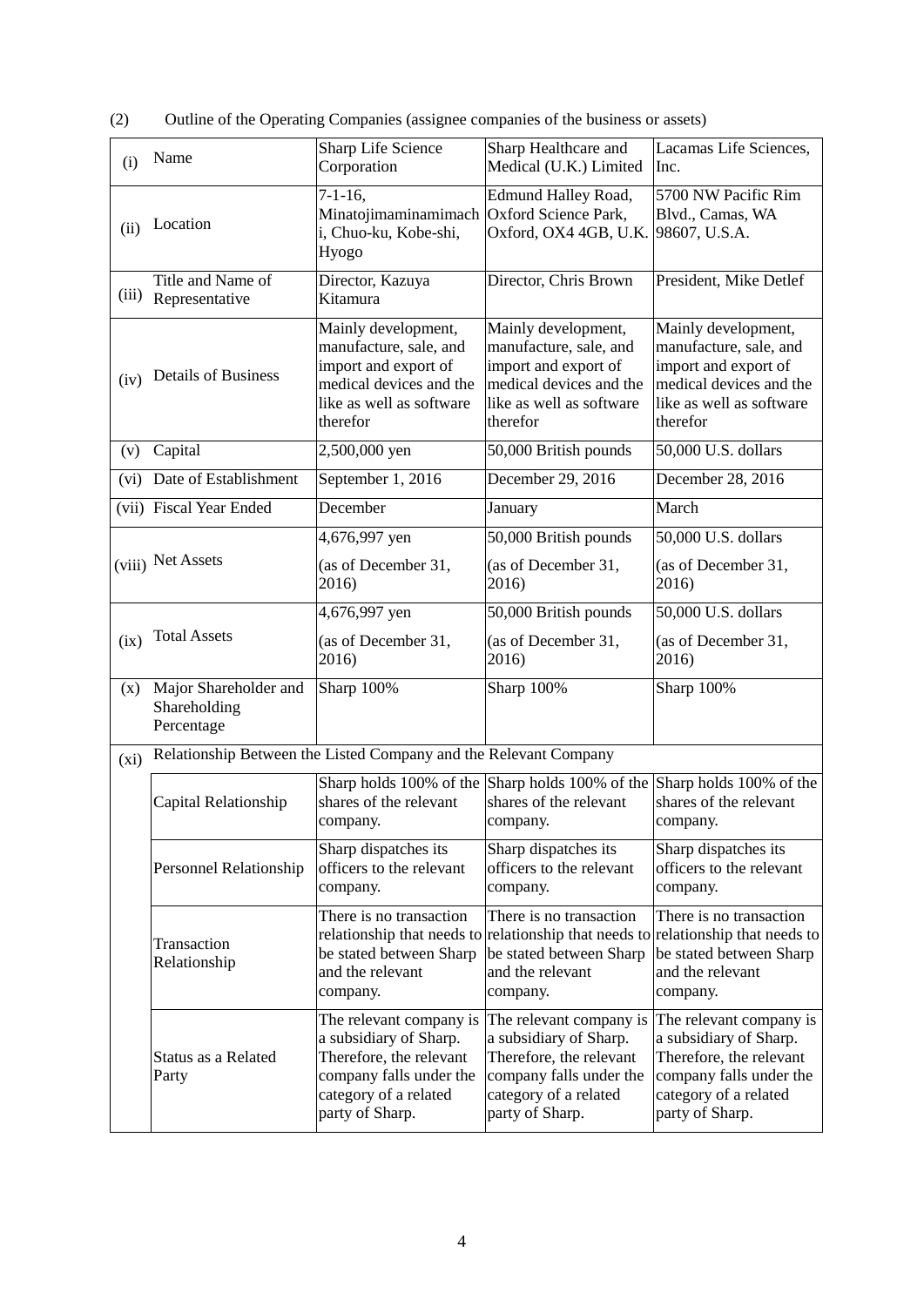(2) Outline of the Operating Companies (assignee companies of the business or assets)

| | | | | |
|---|---|---|---|---|
| (i) | Name | Sharp Life Science Corporation | Sharp Healthcare and Medical (U.K.) Limited | Lacamas Life Sciences, Inc. |
| (ii) | Location | 7-1-16, Minatojimaminamimachi, Chuo-ku, Kobe-shi, Hyogo | Edmund Halley Road, Oxford Science Park, Oxford, OX4 4GB, U.K. | 5700 NW Pacific Rim Blvd., Camas, WA 98607, U.S.A. |
| (iii) | Title and Name of Representative | Director, Kazuya Kitamura | Director, Chris Brown | President, Mike Detlef |
| (iv) | Details of Business | Mainly development, manufacture, sale, and import and export of medical devices and the like as well as software therefor | Mainly development, manufacture, sale, and import and export of medical devices and the like as well as software therefor | Mainly development, manufacture, sale, and import and export of medical devices and the like as well as software therefor |
| (v) | Capital | 2,500,000 yen | 50,000 British pounds | 50,000 U.S. dollars |
| (vi) | Date of Establishment | September 1, 2016 | December 29, 2016 | December 28, 2016 |
| (vii) | Fiscal Year Ended | December | January | March |
| (viii) | Net Assets | 4,676,997 yen (as of December 31, 2016) | 50,000 British pounds (as of December 31, 2016) | 50,000 U.S. dollars (as of December 31, 2016) |
| (ix) | Total Assets | 4,676,997 yen (as of December 31, 2016) | 50,000 British pounds (as of December 31, 2016) | 50,000 U.S. dollars (as of December 31, 2016) |
| (x) | Major Shareholder and Shareholding Percentage | Sharp 100% | Sharp 100% | Sharp 100% |
| (xi) | Relationship Between the Listed Company and the Relevant Company | | | |
| | Capital Relationship | Sharp holds 100% of the shares of the relevant company. | Sharp holds 100% of the shares of the relevant company. | Sharp holds 100% of the shares of the relevant company. |
| | Personnel Relationship | Sharp dispatches its officers to the relevant company. | Sharp dispatches its officers to the relevant company. | Sharp dispatches its officers to the relevant company. |
| | Transaction Relationship | There is no transaction relationship that needs to be stated between Sharp and the relevant company. | There is no transaction relationship that needs to be stated between Sharp and the relevant company. | There is no transaction relationship that needs to be stated between Sharp and the relevant company. |
| | Status as a Related Party | The relevant company is a subsidiary of Sharp. Therefore, the relevant company falls under the category of a related party of Sharp. | The relevant company is a subsidiary of Sharp. Therefore, the relevant company falls under the category of a related party of Sharp. | The relevant company is a subsidiary of Sharp. Therefore, the relevant company falls under the category of a related party of Sharp. |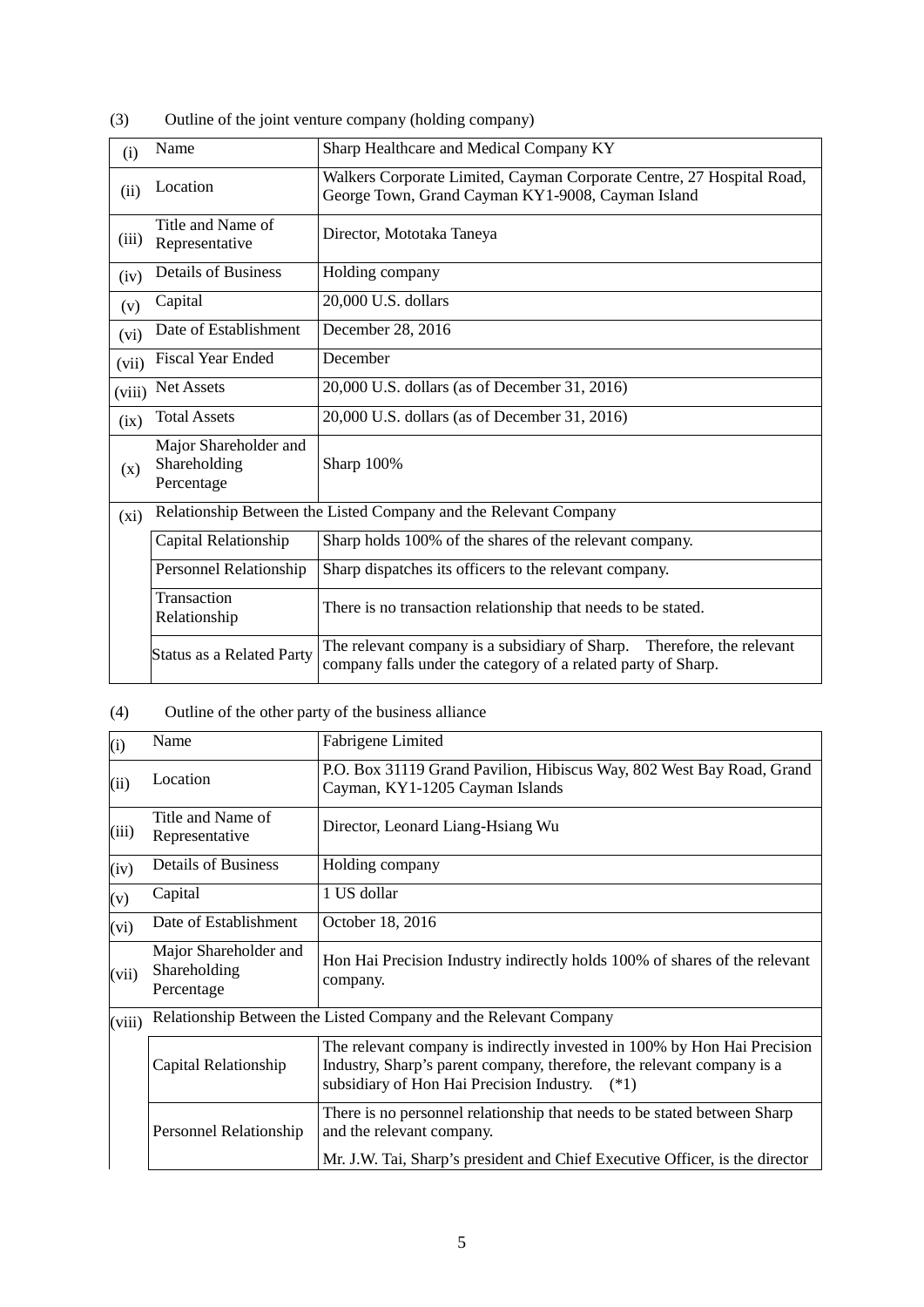(3) Outline of the joint venture company (holding company)

| | | |
|---|---|---|
| (i) | Name | Sharp Healthcare and Medical Company KY |
| (ii) | Location | Walkers Corporate Limited, Cayman Corporate Centre, 27 Hospital Road, George Town, Grand Cayman KY1-9008, Cayman Island |
| (iii) | Title and Name of Representative | Director, Mototaka Taneya |
| (iv) | Details of Business | Holding company |
| (v) | Capital | 20,000 U.S. dollars |
| (vi) | Date of Establishment | December 28, 2016 |
| (vii) | Fiscal Year Ended | December |
| (viii) | Net Assets | 20,000 U.S. dollars (as of December 31, 2016) |
| (ix) | Total Assets | 20,000 U.S. dollars (as of December 31, 2016) |
| (x) | Major Shareholder and Shareholding Percentage | Sharp 100% |
| (xi) | Relationship Between the Listed Company and the Relevant Company | |
| | Capital Relationship | Sharp holds 100% of the shares of the relevant company. |
| | Personnel Relationship | Sharp dispatches its officers to the relevant company. |
| | Transaction Relationship | There is no transaction relationship that needs to be stated. |
| | Status as a Related Party | The relevant company is a subsidiary of Sharp. Therefore, the relevant company falls under the category of a related party of Sharp. |

(4) Outline of the other party of the business alliance

| | | |
|---|---|---|
| (i) | Name | Fabrigene Limited |
| (ii) | Location | P.O. Box 31119 Grand Pavilion, Hibiscus Way, 802 West Bay Road, Grand Cayman, KY1-1205 Cayman Islands |
| (iii) | Title and Name of Representative | Director, Leonard Liang-Hsiang Wu |
| (iv) | Details of Business | Holding company |
| (v) | Capital | 1 US dollar |
| (vi) | Date of Establishment | October 18, 2016 |
| (vii) | Major Shareholder and Shareholding Percentage | Hon Hai Precision Industry indirectly holds 100% of shares of the relevant company. |
| (viii) | Relationship Between the Listed Company and the Relevant Company | |
| | Capital Relationship | The relevant company is indirectly invested in 100% by Hon Hai Precision Industry, Sharp's parent company, therefore, the relevant company is a subsidiary of Hon Hai Precision Industry. (*1) |
| | Personnel Relationship | There is no personnel relationship that needs to be stated between Sharp and the relevant company. Mr. J.W. Tai, Sharp's president and Chief Executive Officer, is the director |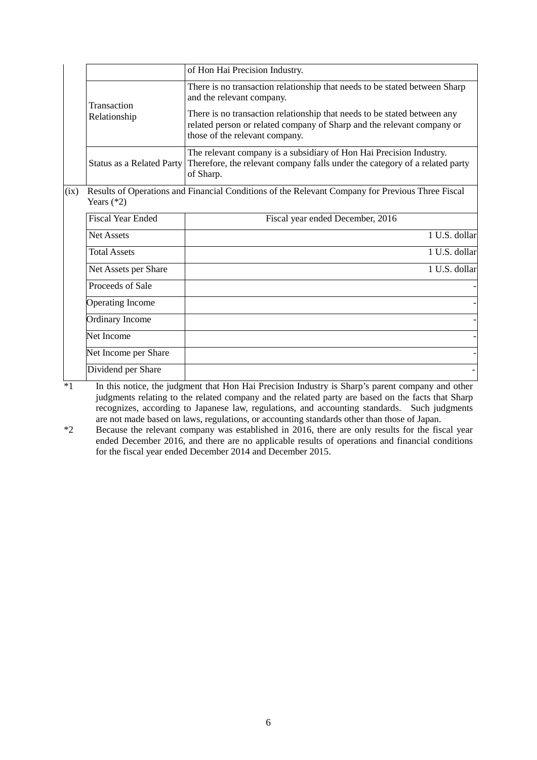| | |
|---|---|
| | of Hon Hai Precision Industry. |
| Transaction Relationship | There is no transaction relationship that needs to be stated between Sharp and the relevant company.<br><br>There is no transaction relationship that needs to be stated between any related person or related company of Sharp and the relevant company or those of the relevant company. |
| Status as a Related Party | The relevant company is a subsidiary of Hon Hai Precision Industry. Therefore, the relevant company falls under the category of a related party of Sharp. |

(ix) Results of Operations and Financial Conditions of the Relevant Company for Previous Three Fiscal Years (*2)

| Fiscal Year Ended | Fiscal year ended December, 2016 |
|---|---|
| Net Assets | 1 U.S. dollar |
| Total Assets | 1 U.S. dollar |
| Net Assets per Share | 1 U.S. dollar |
| Proceeds of Sale | - |
| Operating Income | - |
| Ordinary Income | - |
| Net Income | - |
| Net Income per Share | - |
| Dividend per Share | - |

*1 In this notice, the judgment that Hon Hai Precision Industry is Sharp's parent company and other judgments relating to the related company and the related party are based on the facts that Sharp recognizes, according to Japanese law, regulations, and accounting standards. Such judgments are not made based on laws, regulations, or accounting standards other than those of Japan.

*2 Because the relevant company was established in 2016, there are only results for the fiscal year ended December 2016, and there are no applicable results of operations and financial conditions for the fiscal year ended December 2014 and December 2015.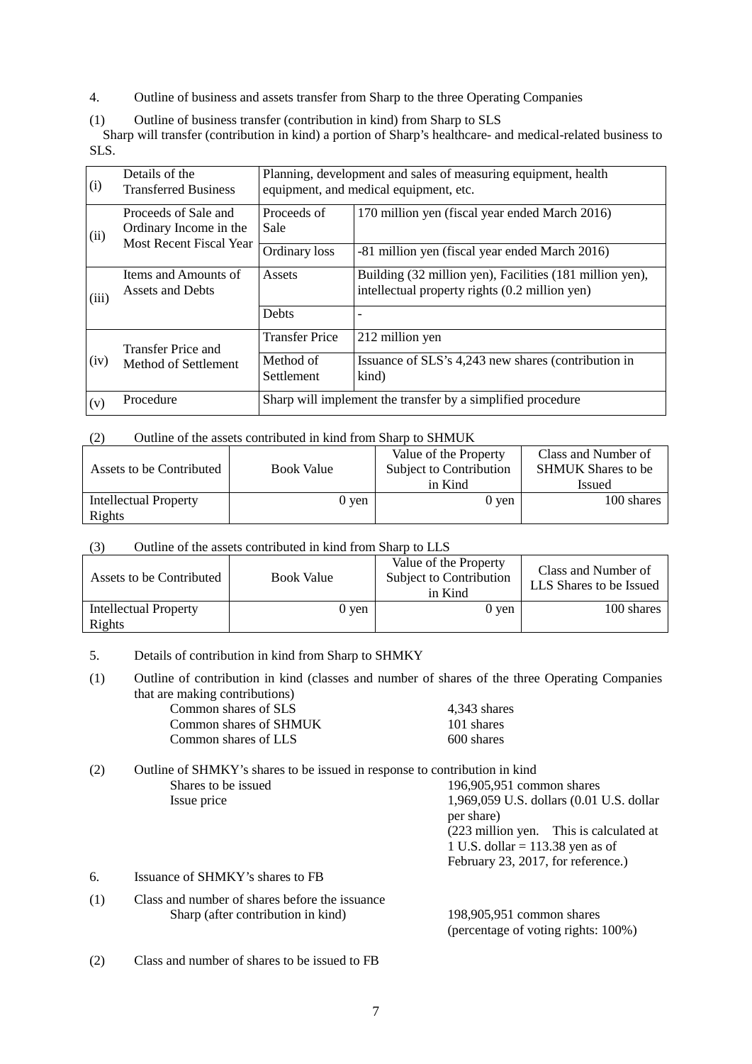4. Outline of business and assets transfer from Sharp to the three Operating Companies

(1) Outline of business transfer (contribution in kind) from Sharp to SLS

Sharp will transfer (contribution in kind) a portion of Sharp's healthcare- and medical-related business to SLS.

| | | | |
|---|---|---|---|
| (i) | Details of the Transferred Business | Planning, development and sales of measuring equipment, health equipment, and medical equipment, etc. | |
| (ii) | Proceeds of Sale and Ordinary Income in the Most Recent Fiscal Year | Proceeds of Sale | 170 million yen (fiscal year ended March 2016) |
| | | Ordinary loss | -81 million yen (fiscal year ended March 2016) |
| (iii) | Items and Amounts of Assets and Debts | Assets | Building (32 million yen), Facilities (181 million yen), intellectual property rights (0.2 million yen) |
| | | Debts | - |
| (iv) | Transfer Price and Method of Settlement | Transfer Price | 212 million yen |
| | | Method of Settlement | Issuance of SLS's 4,243 new shares (contribution in kind) |
| (v) | Procedure | Sharp will implement the transfer by a simplified procedure | |

(2) Outline of the assets contributed in kind from Sharp to SHMUK

| Assets to be Contributed | Book Value | Value of the Property Subject to Contribution in Kind | Class and Number of SHMUK Shares to be Issued |
|---|---|---|---|
| Intellectual Property Rights | 0 yen | 0 yen | 100 shares |

(3) Outline of the assets contributed in kind from Sharp to LLS

| Assets to be Contributed | Book Value | Value of the Property Subject to Contribution in Kind | Class and Number of LLS Shares to be Issued |
|---|---|---|---|
| Intellectual Property Rights | 0 yen | 0 yen | 100 shares |

5. Details of contribution in kind from Sharp to SHMKY

(1) Outline of contribution in kind (classes and number of shares of the three Operating Companies that are making contributions)

| | |
|---|---|
| Common shares of SLS | 4,343 shares |
| Common shares of SHMUK | 101 shares |
| Common shares of LLS | 600 shares |

(2) Outline of SHMKY's shares to be issued in response to contribution in kind

| | |
|---|---|
| Shares to be issued | 196,905,951 common shares |
| Issue price | 1,969,059 U.S. dollars (0.01 U.S. dollar per share) (223 million yen. This is calculated at 1 U.S. dollar = 113.38 yen as of February 23, 2017, for reference.) |

6. Issuance of SHMKY's shares to FB

(1) Class and number of shares before the issuance

| | |
|---|---|
| Sharp (after contribution in kind) | 198,905,951 common shares (percentage of voting rights: 100%) |

(2) Class and number of shares to be issued to FB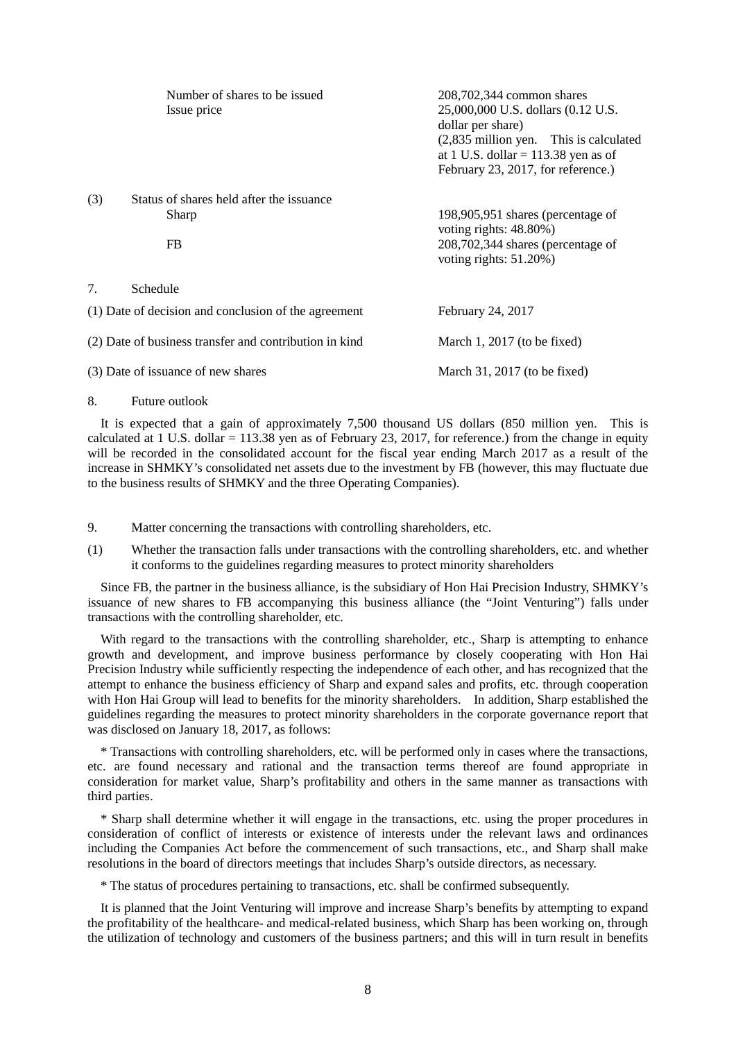| | |
|---|---|
| Number of shares to be issued | 208,702,344 common shares |
| Issue price | 25,000,000 U.S. dollars (0.12 U.S. dollar per share) (2,835 million yen. This is calculated at 1 U.S. dollar = 113.38 yen as of February 23, 2017, for reference.) |

(3) Status of shares held after the issuance

| | |
|---|---|
| Sharp | 198,905,951 shares (percentage of voting rights: 48.80%) |
| FB | 208,702,344 shares (percentage of voting rights: 51.20%) |

7. Schedule

| | |
|---|---|
| (1) Date of decision and conclusion of the agreement | February 24, 2017 |
| (2) Date of business transfer and contribution in kind | March 1, 2017 (to be fixed) |
| (3) Date of issuance of new shares | March 31, 2017 (to be fixed) |

8. Future outlook

It is expected that a gain of approximately 7,500 thousand US dollars (850 million yen. This is calculated at 1 U.S. dollar = 113.38 yen as of February 23, 2017, for reference.) from the change in equity will be recorded in the consolidated account for the fiscal year ending March 2017 as a result of the increase in SHMKY's consolidated net assets due to the investment by FB (however, this may fluctuate due to the business results of SHMKY and the three Operating Companies).

9. Matter concerning the transactions with controlling shareholders, etc.

(1) Whether the transaction falls under transactions with the controlling shareholders, etc. and whether it conforms to the guidelines regarding measures to protect minority shareholders

Since FB, the partner in the business alliance, is the subsidiary of Hon Hai Precision Industry, SHMKY's issuance of new shares to FB accompanying this business alliance (the "Joint Venturing") falls under transactions with the controlling shareholder, etc.

With regard to the transactions with the controlling shareholder, etc., Sharp is attempting to enhance growth and development, and improve business performance by closely cooperating with Hon Hai Precision Industry while sufficiently respecting the independence of each other, and has recognized that the attempt to enhance the business efficiency of Sharp and expand sales and profits, etc. through cooperation with Hon Hai Group will lead to benefits for the minority shareholders. In addition, Sharp established the guidelines regarding the measures to protect minority shareholders in the corporate governance report that was disclosed on January 18, 2017, as follows:

* Transactions with controlling shareholders, etc. will be performed only in cases where the transactions, etc. are found necessary and rational and the transaction terms thereof are found appropriate in consideration for market value, Sharp's profitability and others in the same manner as transactions with third parties.

* Sharp shall determine whether it will engage in the transactions, etc. using the proper procedures in consideration of conflict of interests or existence of interests under the relevant laws and ordinances including the Companies Act before the commencement of such transactions, etc., and Sharp shall make resolutions in the board of directors meetings that includes Sharp's outside directors, as necessary.

* The status of procedures pertaining to transactions, etc. shall be confirmed subsequently.

It is planned that the Joint Venturing will improve and increase Sharp's benefits by attempting to expand the profitability of the healthcare- and medical-related business, which Sharp has been working on, through the utilization of technology and customers of the business partners; and this will in turn result in benefits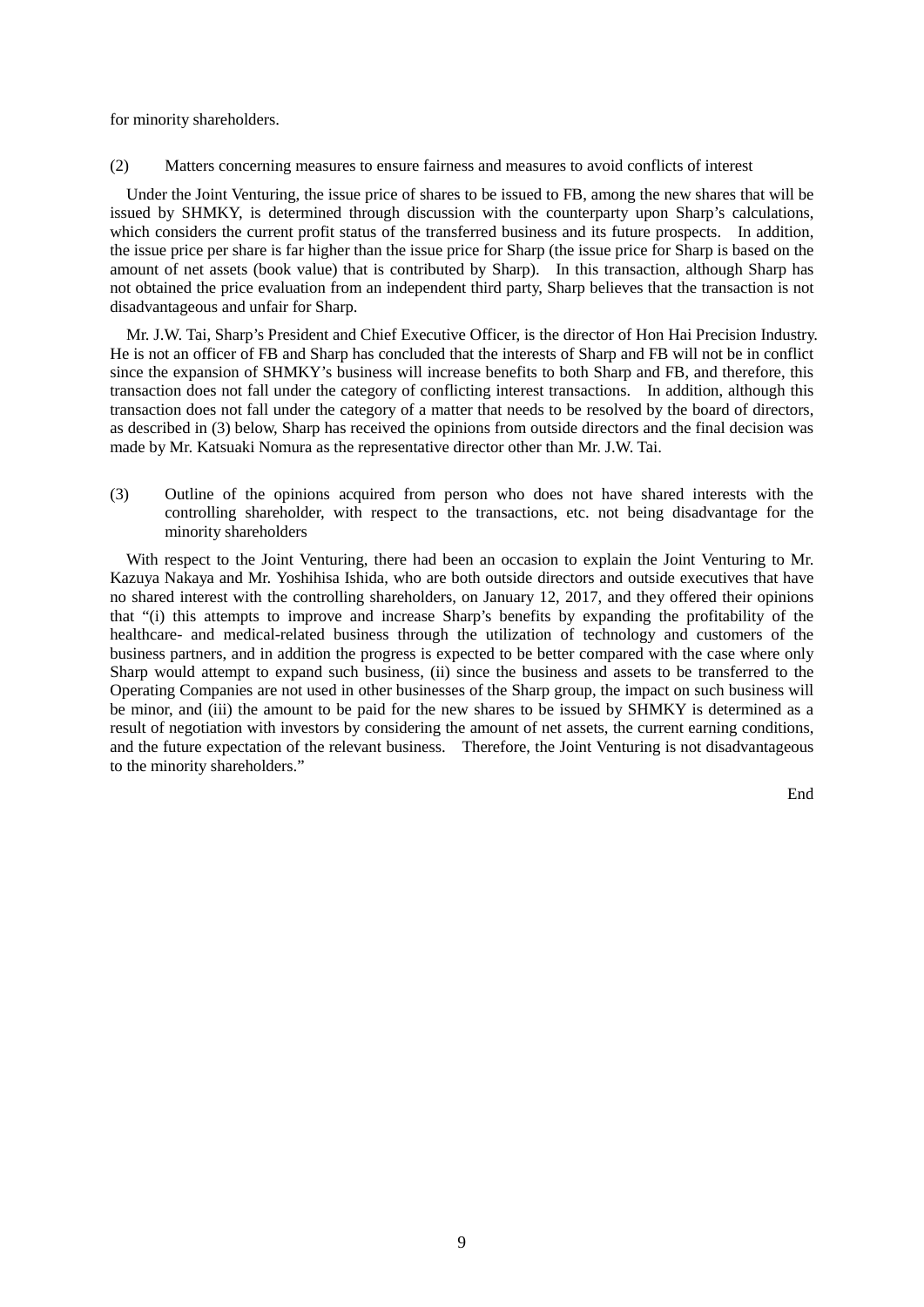for minority shareholders.

(2) Matters concerning measures to ensure fairness and measures to avoid conflicts of interest

Under the Joint Venturing, the issue price of shares to be issued to FB, among the new shares that will be issued by SHMKY, is determined through discussion with the counterparty upon Sharp's calculations, which considers the current profit status of the transferred business and its future prospects. In addition, the issue price per share is far higher than the issue price for Sharp (the issue price for Sharp is based on the amount of net assets (book value) that is contributed by Sharp). In this transaction, although Sharp has not obtained the price evaluation from an independent third party, Sharp believes that the transaction is not disadvantageous and unfair for Sharp.

Mr. J.W. Tai, Sharp's President and Chief Executive Officer, is the director of Hon Hai Precision Industry. He is not an officer of FB and Sharp has concluded that the interests of Sharp and FB will not be in conflict since the expansion of SHMKY's business will increase benefits to both Sharp and FB, and therefore, this transaction does not fall under the category of conflicting interest transactions. In addition, although this transaction does not fall under the category of a matter that needs to be resolved by the board of directors, as described in (3) below, Sharp has received the opinions from outside directors and the final decision was made by Mr. Katsuaki Nomura as the representative director other than Mr. J.W. Tai.

(3) Outline of the opinions acquired from person who does not have shared interests with the controlling shareholder, with respect to the transactions, etc. not being disadvantage for the minority shareholders

With respect to the Joint Venturing, there had been an occasion to explain the Joint Venturing to Mr. Kazuya Nakaya and Mr. Yoshihisa Ishida, who are both outside directors and outside executives that have no shared interest with the controlling shareholders, on January 12, 2017, and they offered their opinions that "(i) this attempts to improve and increase Sharp's benefits by expanding the profitability of the healthcare- and medical-related business through the utilization of technology and customers of the business partners, and in addition the progress is expected to be better compared with the case where only Sharp would attempt to expand such business, (ii) since the business and assets to be transferred to the Operating Companies are not used in other businesses of the Sharp group, the impact on such business will be minor, and (iii) the amount to be paid for the new shares to be issued by SHMKY is determined as a result of negotiation with investors by considering the amount of net assets, the current earning conditions, and the future expectation of the relevant business. Therefore, the Joint Venturing is not disadvantageous to the minority shareholders."

End